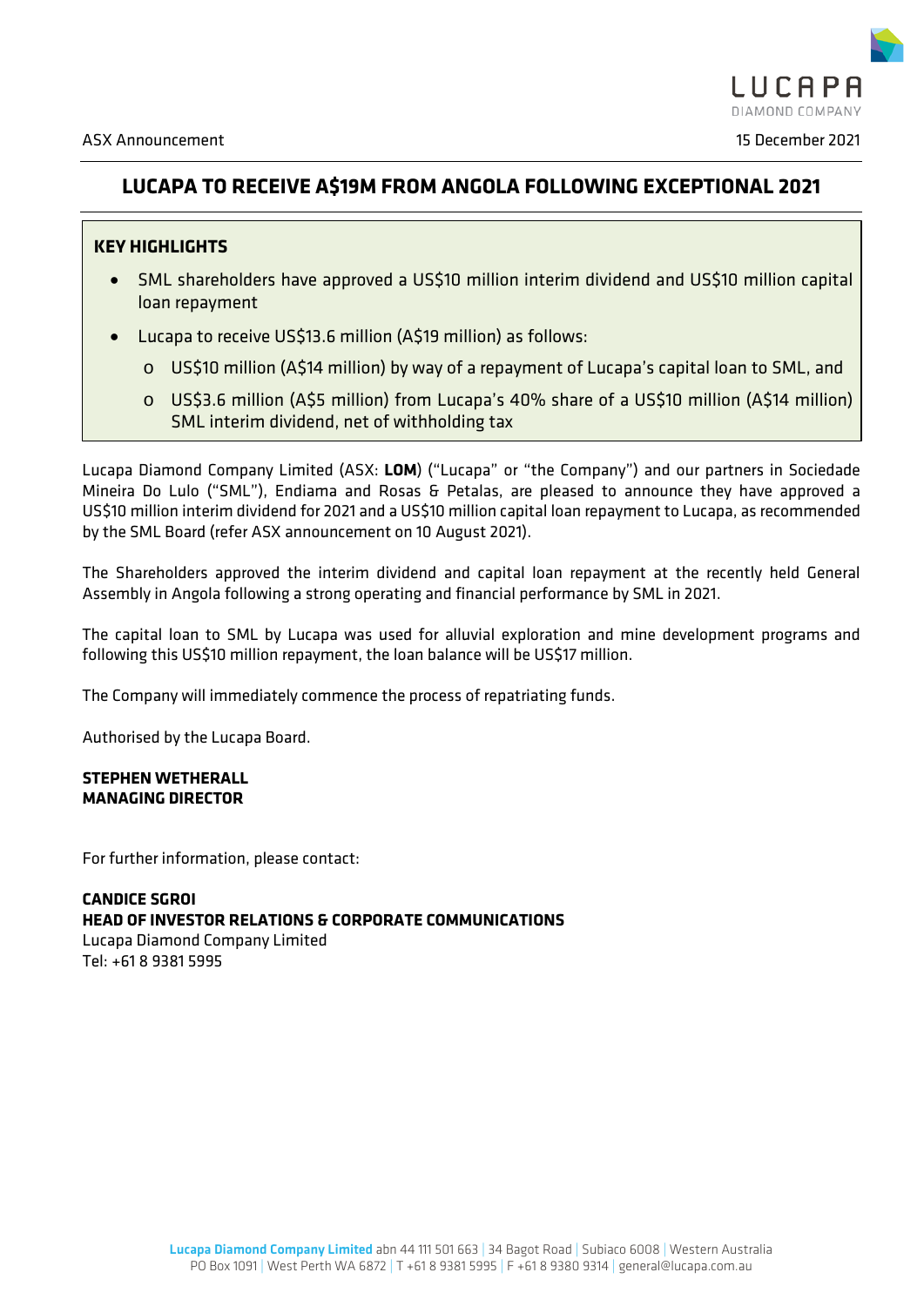ASX Announcement

15 December 2021

# LUCAPA TO RECEIVE A$19M FROM ANGOLA FOLLOWING EXCEPTIONAL 2021

## KEY HIGHLIGHTS

- SML shareholders have approved a US$10 million interim dividend and US$10 million capital loan repayment
- Lucapa to receive US$13.6 million (A$19 million) as follows:
  - US$10 million (A$14 million) by way of a repayment of Lucapa's capital loan to SML, and
  - US$3.6 million (A$5 million) from Lucapa's 40% share of a US$10 million (A$14 million) SML interim dividend, net of withholding tax

Lucapa Diamond Company Limited (ASX: **LOM**) ("Lucapa" or "the Company") and our partners in Sociedade Mineira Do Lulo ("SML"), Endiama and Rosas & Petalas, are pleased to announce they have approved a US$10 million interim dividend for 2021 and a US$10 million capital loan repayment to Lucapa, as recommended by the SML Board (refer ASX announcement on 10 August 2021).

The Shareholders approved the interim dividend and capital loan repayment at the recently held General Assembly in Angola following a strong operating and financial performance by SML in 2021.

The capital loan to SML by Lucapa was used for alluvial exploration and mine development programs and following this US$10 million repayment, the loan balance will be US$17 million.

The Company will immediately commence the process of repatriating funds.

Authorised by the Lucapa Board.

**STEPHEN WETHERALL**
**MANAGING DIRECTOR**

For further information, please contact:

**CANDICE SGROI**
**HEAD OF INVESTOR RELATIONS & CORPORATE COMMUNICATIONS**
Lucapa Diamond Company Limited
Tel: +61 8 9381 5995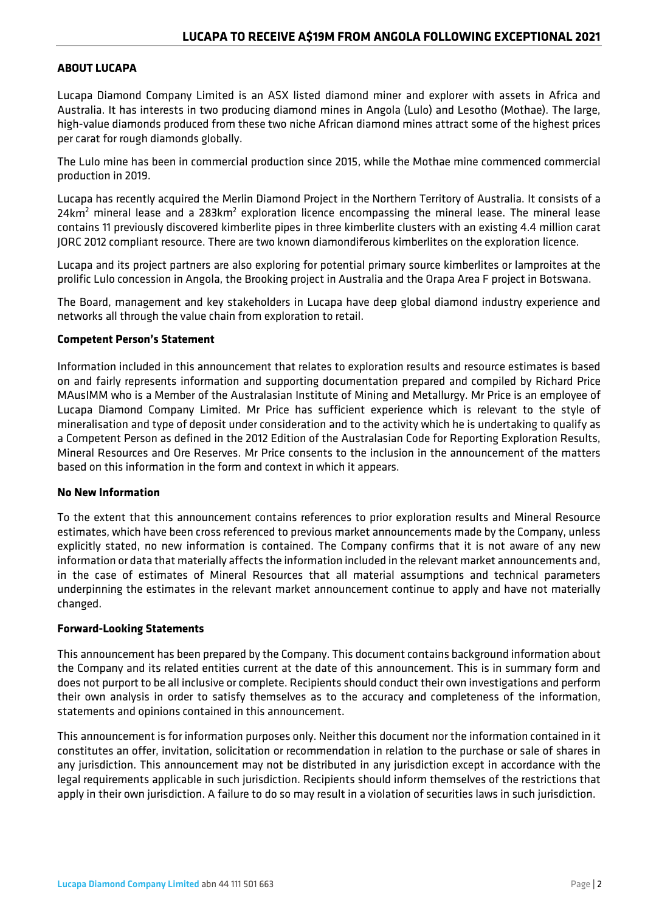## ABOUT LUCAPA

Lucapa Diamond Company Limited is an ASX listed diamond miner and explorer with assets in Africa and Australia. It has interests in two producing diamond mines in Angola (Lulo) and Lesotho (Mothae). The large, high-value diamonds produced from these two niche African diamond mines attract some of the highest prices per carat for rough diamonds globally.

The Lulo mine has been in commercial production since 2015, while the Mothae mine commenced commercial production in 2019.

Lucapa has recently acquired the Merlin Diamond Project in the Northern Territory of Australia. It consists of a $24km^2$ mineral lease and a $283km^2$ exploration licence encompassing the mineral lease. The mineral lease contains 11 previously discovered kimberlite pipes in three kimberlite clusters with an existing 4.4 million carat JORC 2012 compliant resource. There are two known diamondiferous kimberlites on the exploration licence.

Lucapa and its project partners are also exploring for potential primary source kimberlites or lamproites at the prolific Lulo concession in Angola, the Brooking project in Australia and the Orapa Area F project in Botswana.

The Board, management and key stakeholders in Lucapa have deep global diamond industry experience and networks all through the value chain from exploration to retail.

### Competent Person's Statement

Information included in this announcement that relates to exploration results and resource estimates is based on and fairly represents information and supporting documentation prepared and compiled by Richard Price MAusIMM who is a Member of the Australasian Institute of Mining and Metallurgy. Mr Price is an employee of Lucapa Diamond Company Limited. Mr Price has sufficient experience which is relevant to the style of mineralisation and type of deposit under consideration and to the activity which he is undertaking to qualify as a Competent Person as defined in the 2012 Edition of the Australasian Code for Reporting Exploration Results, Mineral Resources and Ore Reserves. Mr Price consents to the inclusion in the announcement of the matters based on this information in the form and context in which it appears.

### No New Information

To the extent that this announcement contains references to prior exploration results and Mineral Resource estimates, which have been cross referenced to previous market announcements made by the Company, unless explicitly stated, no new information is contained. The Company confirms that it is not aware of any new information or data that materially affects the information included in the relevant market announcements and, in the case of estimates of Mineral Resources that all material assumptions and technical parameters underpinning the estimates in the relevant market announcement continue to apply and have not materially changed.

### Forward-Looking Statements

This announcement has been prepared by the Company. This document contains background information about the Company and its related entities current at the date of this announcement. This is in summary form and does not purport to be all inclusive or complete. Recipients should conduct their own investigations and perform their own analysis in order to satisfy themselves as to the accuracy and completeness of the information, statements and opinions contained in this announcement.

This announcement is for information purposes only. Neither this document nor the information contained in it constitutes an offer, invitation, solicitation or recommendation in relation to the purchase or sale of shares in any jurisdiction. This announcement may not be distributed in any jurisdiction except in accordance with the legal requirements applicable in such jurisdiction. Recipients should inform themselves of the restrictions that apply in their own jurisdiction. A failure to do so may result in a violation of securities laws in such jurisdiction.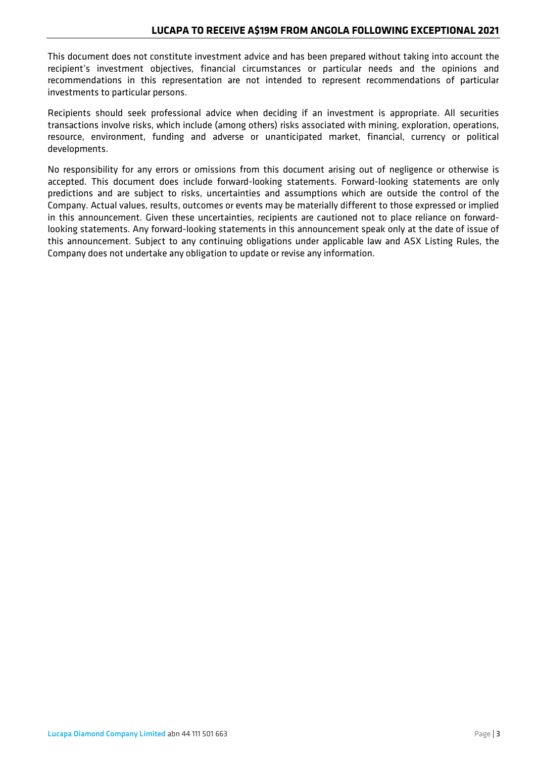This document does not constitute investment advice and has been prepared without taking into account the recipient's investment objectives, financial circumstances or particular needs and the opinions and recommendations in this representation are not intended to represent recommendations of particular investments to particular persons.

Recipients should seek professional advice when deciding if an investment is appropriate. All securities transactions involve risks, which include (among others) risks associated with mining, exploration, operations, resource, environment, funding and adverse or unanticipated market, financial, currency or political developments.

No responsibility for any errors or omissions from this document arising out of negligence or otherwise is accepted. This document does include forward-looking statements. Forward-looking statements are only predictions and are subject to risks, uncertainties and assumptions which are outside the control of the Company. Actual values, results, outcomes or events may be materially different to those expressed or implied in this announcement. Given these uncertainties, recipients are cautioned not to place reliance on forward-looking statements. Any forward-looking statements in this announcement speak only at the date of issue of this announcement. Subject to any continuing obligations under applicable law and ASX Listing Rules, the Company does not undertake any obligation to update or revise any information.